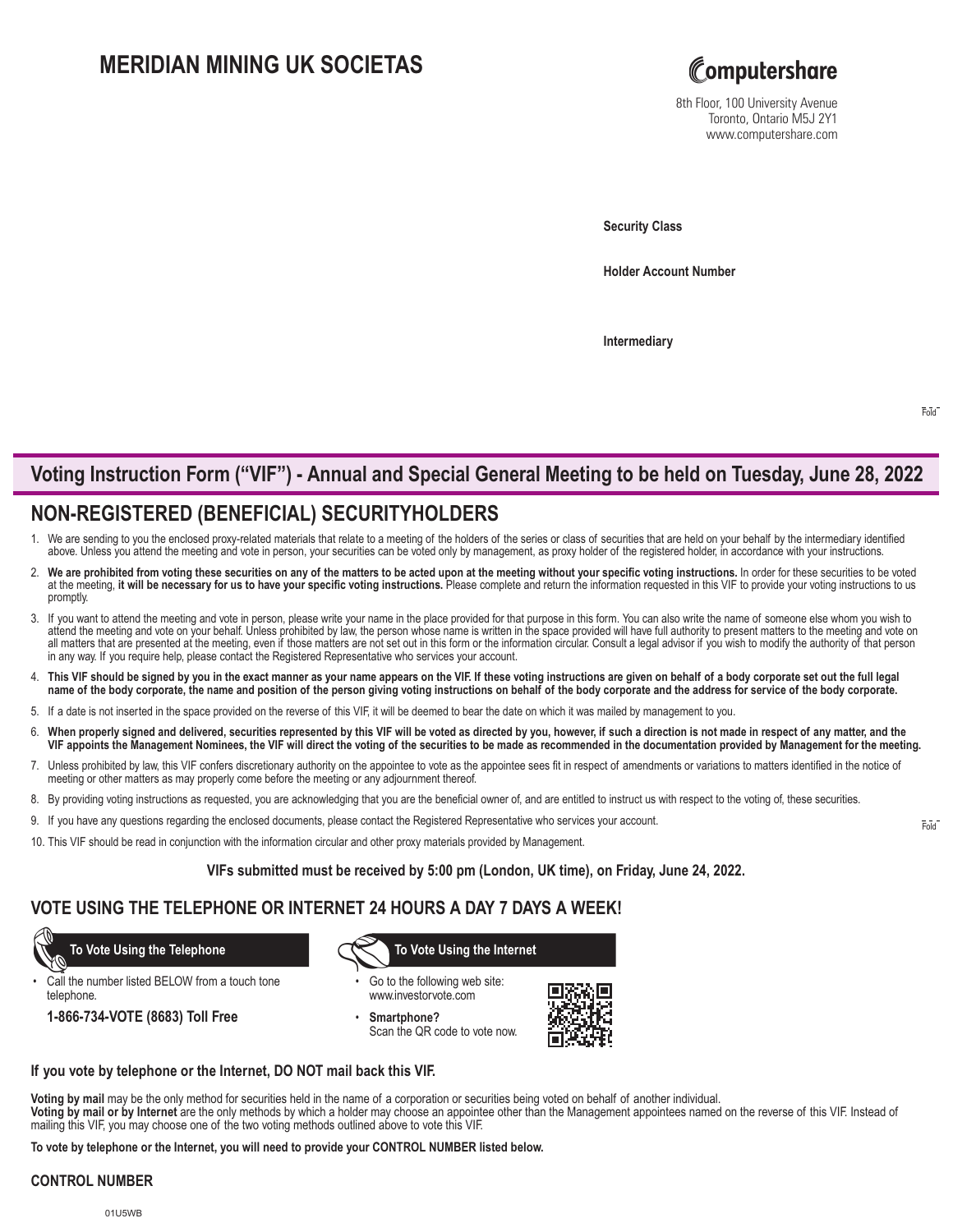# MERIDIAN MINING UK SOCIETAS

Computershare

8th Floor, 100 University Avenue
Toronto, Ontario M5J 2Y1
www.computershare.com

**Security Class**

**Holder Account Number**

**Intermediary**

## Voting Instruction Form ("VIF") - Annual and Special General Meeting to be held on Tuesday, June 28, 2022

## NON-REGISTERED (BENEFICIAL) SECURITYHOLDERS

1. We are sending to you the enclosed proxy-related materials that relate to a meeting of the holders of the series or class of securities that are held on your behalf by the intermediary identified above. Unless you attend the meeting and vote in person, your securities can be voted only by management, as proxy holder of the registered holder, in accordance with your instructions.
2. **We are prohibited from voting these securities on any of the matters to be acted upon at the meeting without your specific voting instructions.** In order for these securities to be voted at the meeting, **it will be necessary for us to have your specific voting instructions.** Please complete and return the information requested in this VIF to provide your voting instructions to us promptly.
3. If you want to attend the meeting and vote in person, please write your name in the place provided for that purpose in this form. You can also write the name of someone else whom you wish to attend the meeting and vote on your behalf. Unless prohibited by law, the person whose name is written in the space provided will have full authority to present matters to the meeting and vote on all matters that are presented at the meeting, even if those matters are not set out in this form or the information circular. Consult a legal advisor if you wish to modify the authority of that person in any way. If you require help, please contact the Registered Representative who services your account.
4. **This VIF should be signed by you in the exact manner as your name appears on the VIF. If these voting instructions are given on behalf of a body corporate set out the full legal name of the body corporate, the name and position of the person giving voting instructions on behalf of the body corporate and the address for service of the body corporate.**
5. If a date is not inserted in the space provided on the reverse of this VIF, it will be deemed to bear the date on which it was mailed by management to you.
6. **When properly signed and delivered, securities represented by this VIF will be voted as directed by you, however, if such a direction is not made in respect of any matter, and the VIF appoints the Management Nominees, the VIF will direct the voting of the securities to be made as recommended in the documentation provided by Management for the meeting.**
7. Unless prohibited by law, this VIF confers discretionary authority on the appointee to vote as the appointee sees fit in respect of amendments or variations to matters identified in the notice of meeting or other matters as may properly come before the meeting or any adjournment thereof.
8. By providing voting instructions as requested, you are acknowledging that you are the beneficial owner of, and are entitled to instruct us with respect to the voting of, these securities.
9. If you have any questions regarding the enclosed documents, please contact the Registered Representative who services your account.
10. This VIF should be read in conjunction with the information circular and other proxy materials provided by Management.

**VIFs submitted must be received by 5:00 pm (London, UK time), on Friday, June 24, 2022.**

## VOTE USING THE TELEPHONE OR INTERNET 24 HOURS A DAY 7 DAYS A WEEK!

**To Vote Using the Telephone**

- Call the number listed BELOW from a touch tone telephone.

**1-866-734-VOTE (8683) Toll Free**

**To Vote Using the Internet**

- Go to the following web site: www.investorvote.com
- **Smartphone?** Scan the QR code to vote now.

**If you vote by telephone or the Internet, DO NOT mail back this VIF.**

**Voting by mail** may be the only method for securities held in the name of a corporation or securities being voted on behalf of another individual.
**Voting by mail or by Internet** are the only methods by which a holder may choose an appointee other than the Management appointees named on the reverse of this VIF. Instead of mailing this VIF, you may choose one of the two voting methods outlined above to vote this VIF.

**To vote by telephone or the Internet, you will need to provide your CONTROL NUMBER listed below.**

**CONTROL NUMBER**

01U5WB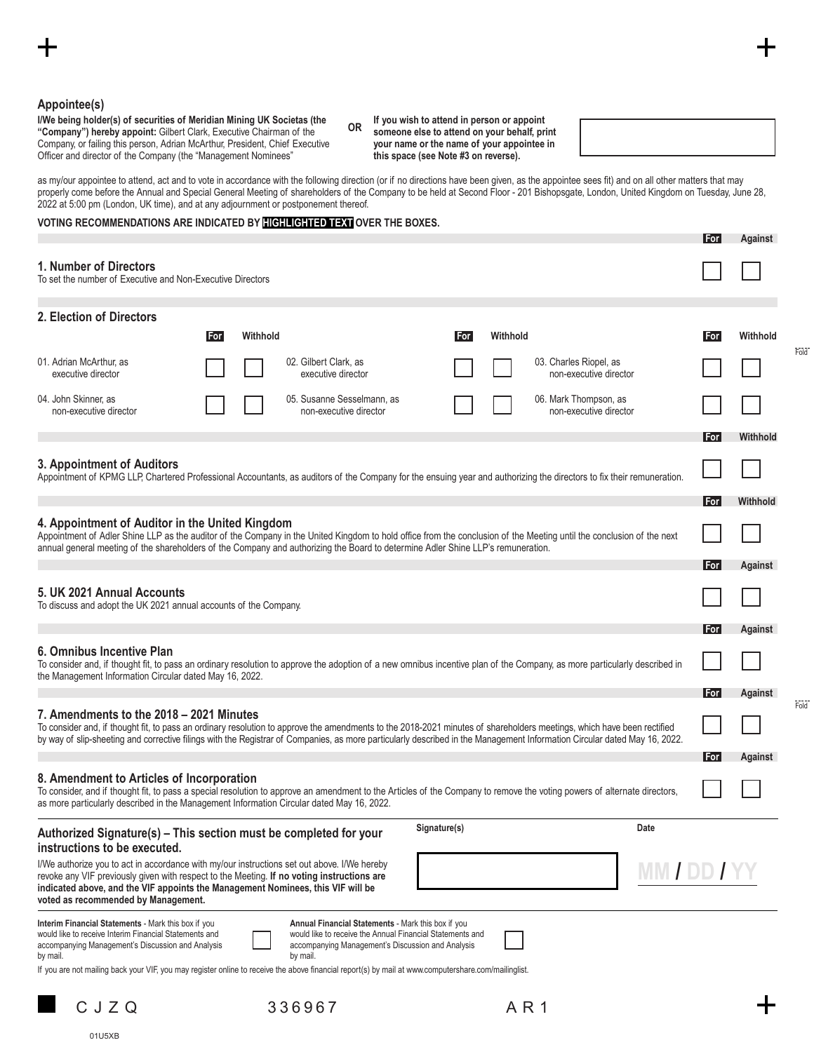## Appointee(s)

**I/We being holder(s) of securities of Meridian Mining UK Societas (the "Company") hereby appoint:** Gilbert Clark, Executive Chairman of the Company, or failing this person, Adrian McArthur, President, Chief Executive Officer and director of the Company (the "Management Nominees"

**OR**

**If you wish to attend in person or appoint someone else to attend on your behalf, print your name or the name of your appointee in this space (see Note #3 on reverse).**

as my/our appointee to attend, act and to vote in accordance with the following direction (or if no directions have been given, as the appointee sees fit) and on all other matters that may properly come before the Annual and Special General Meeting of shareholders of the Company to be held at Second Floor - 201 Bishopsgate, London, United Kingdom on Tuesday, June 28, 2022 at 5:00 pm (London, UK time), and at any adjournment or postponement thereof.

**VOTING RECOMMENDATIONS ARE INDICATED BY HIGHLIGHTED TEXT OVER THE BOXES.**

### 1. Number of Directors

To set the number of Executive and Non-Executive Directors

**For** ☐ **Against** ☐

### 2. Election of Directors

| Nominee | For | Withhold |
|---|---|---|
| 01. Adrian McArthur, as executive director | ☐ | ☐ |
| 02. Gilbert Clark, as executive director | ☐ | ☐ |
| 03. Charles Riopel, as non-executive director | ☐ | ☐ |
| 04. John Skinner, as non-executive director | ☐ | ☐ |
| 05. Susanne Sesselmann, as non-executive director | ☐ | ☐ |
| 06. Mark Thompson, as non-executive director | ☐ | ☐ |

### 3. Appointment of Auditors

Appointment of KPMG LLP, Chartered Professional Accountants, as auditors of the Company for the ensuing year and authorizing the directors to fix their remuneration.

**For** ☐ **Withhold** ☐

### 4. Appointment of Auditor in the United Kingdom

Appointment of Adler Shine LLP as the auditor of the Company in the United Kingdom to hold office from the conclusion of the Meeting until the conclusion of the next annual general meeting of the shareholders of the Company and authorizing the Board to determine Adler Shine LLP's remuneration.

**For** ☐ **Withhold** ☐

### 5. UK 2021 Annual Accounts

To discuss and adopt the UK 2021 annual accounts of the Company.

**For** ☐ **Against** ☐

### 6. Omnibus Incentive Plan

To consider and, if thought fit, to pass an ordinary resolution to approve the adoption of a new omnibus incentive plan of the Company, as more particularly described in the Management Information Circular dated May 16, 2022.

**For** ☐ **Against** ☐

### 7. Amendments to the 2018 – 2021 Minutes

To consider and, if thought fit, to pass an ordinary resolution to approve the amendments to the 2018-2021 minutes of shareholders meetings, which have been rectified by way of slip-sheeting and corrective filings with the Registrar of Companies, as more particularly described in the Management Information Circular dated May 16, 2022.

**For** ☐ **Against** ☐

### 8. Amendment to Articles of Incorporation

To consider, and if thought fit, to pass a special resolution to approve an amendment to the Articles of the Company to remove the voting powers of alternate directors, as more particularly described in the Management Information Circular dated May 16, 2022.

**For** ☐ **Against** ☐

### Authorized Signature(s) – This section must be completed for your instructions to be executed.

I/We authorize you to act in accordance with my/our instructions set out above. I/We hereby revoke any VIF previously given with respect to the Meeting. **If no voting instructions are indicated above, and the VIF appoints the Management Nominees, this VIF will be voted as recommended by Management.**

Signature(s)

Date

MM / DD / YY

**Interim Financial Statements** - Mark this box if you would like to receive Interim Financial Statements and accompanying Management's Discussion and Analysis by mail. ☐

**Annual Financial Statements** - Mark this box if you would like to receive the Annual Financial Statements and accompanying Management's Discussion and Analysis by mail. ☐

If you are not mailing back your VIF, you may register online to receive the above financial report(s) by mail at www.computershare.com/mailinglist.

C J Z Q 336967 A R 1

01U5XB